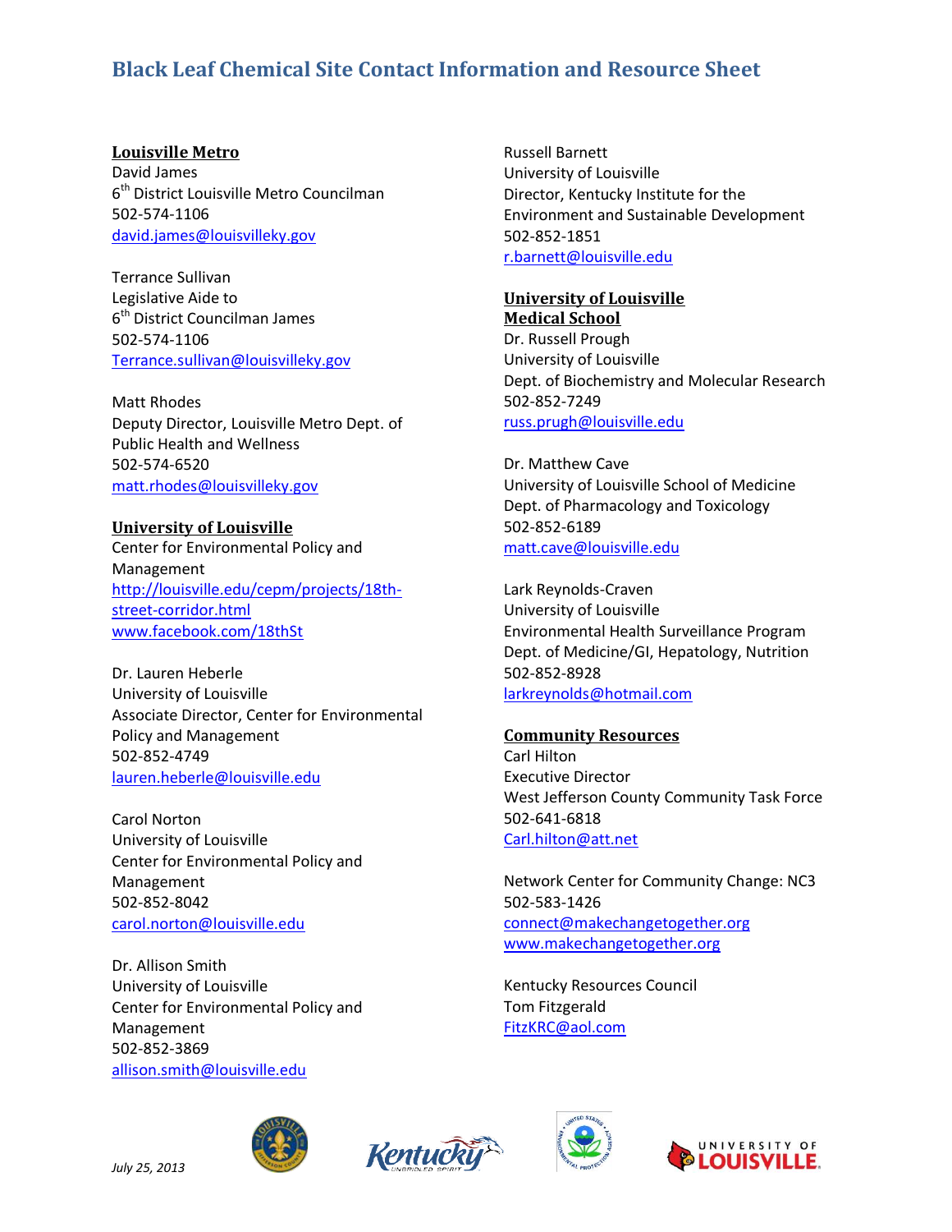# Black Leaf Chemical Site Contact Information and Resource Sheet

**Louisville Metro**

David James
6th District Louisville Metro Councilman
502-574-1106
david.james@louisvilleky.gov

Terrance Sullivan
Legislative Aide to
6th District Councilman James
502-574-1106
Terrance.sullivan@louisvilleky.gov

Matt Rhodes
Deputy Director, Louisville Metro Dept. of Public Health and Wellness
502-574-6520
matt.rhodes@louisvilleky.gov

**University of Louisville**

Center for Environmental Policy and Management
http://louisville.edu/cepm/projects/18th-street-corridor.html
www.facebook.com/18thSt

Dr. Lauren Heberle
University of Louisville
Associate Director, Center for Environmental Policy and Management
502-852-4749
lauren.heberle@louisville.edu

Carol Norton
University of Louisville
Center for Environmental Policy and Management
502-852-8042
carol.norton@louisville.edu

Dr. Allison Smith
University of Louisville
Center for Environmental Policy and Management
502-852-3869
allison.smith@louisville.edu

Russell Barnett
University of Louisville
Director, Kentucky Institute for the Environment and Sustainable Development
502-852-1851
r.barnett@louisville.edu

**University of Louisville Medical School**

Dr. Russell Prough
University of Louisville
Dept. of Biochemistry and Molecular Research
502-852-7249
russ.prugh@louisville.edu

Dr. Matthew Cave
University of Louisville School of Medicine
Dept. of Pharmacology and Toxicology
502-852-6189
matt.cave@louisville.edu

Lark Reynolds-Craven
University of Louisville
Environmental Health Surveillance Program
Dept. of Medicine/GI, Hepatology, Nutrition
502-852-8928
larkreynolds@hotmail.com

**Community Resources**

Carl Hilton
Executive Director
West Jefferson County Community Task Force
502-641-6818
Carl.hilton@att.net

Network Center for Community Change: NC3
502-583-1426
connect@makechangetogether.org
www.makechangetogether.org

Kentucky Resources Council
Tom Fitzgerald
FitzKRC@aol.com

*July 25, 2013*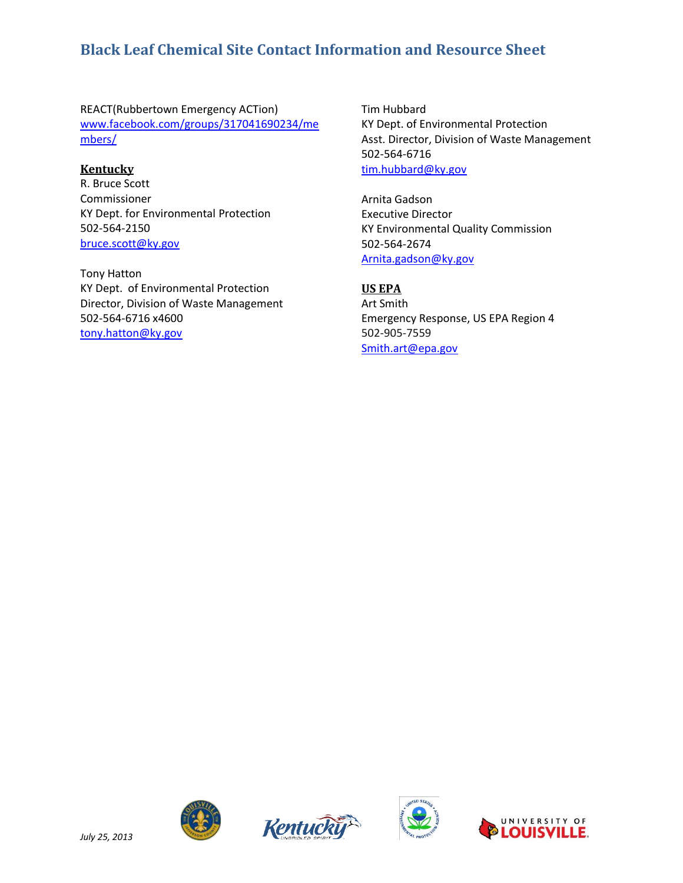# Black Leaf Chemical Site Contact Information and Resource Sheet

REACT(Rubbertown Emergency ACTion)
www.facebook.com/groups/317041690234/members/

**Kentucky**

R. Bruce Scott
Commissioner
KY Dept. for Environmental Protection
502-564-2150
bruce.scott@ky.gov

Tony Hatton
KY Dept. of Environmental Protection
Director, Division of Waste Management
502-564-6716 x4600
tony.hatton@ky.gov

Tim Hubbard
KY Dept. of Environmental Protection
Asst. Director, Division of Waste Management
502-564-6716
tim.hubbard@ky.gov

Arnita Gadson
Executive Director
KY Environmental Quality Commission
502-564-2674
Arnita.gadson@ky.gov

**US EPA**

Art Smith
Emergency Response, US EPA Region 4
502-905-7559
Smith.art@epa.gov

*July 25, 2013*